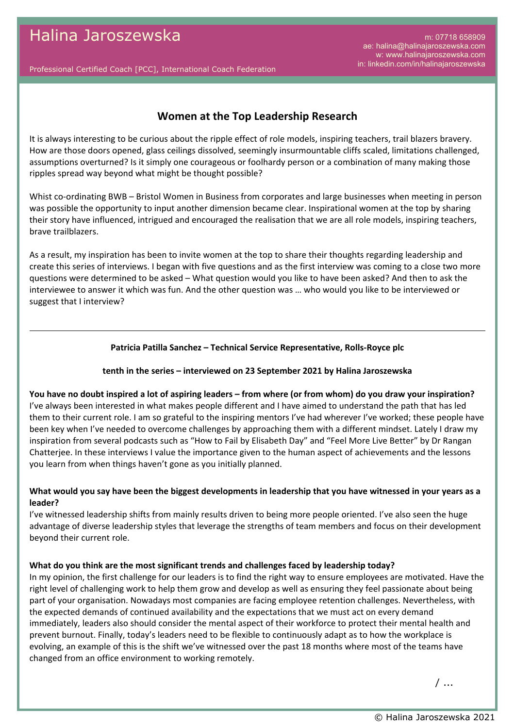# Halina Jaroszewska

Professional Certified Coach [PCC], International Coach Federation

m: 07718 658909
ae: halina@halinajaroszewska.com
w: www.halinajaroszewska.com
in: linkedin.com/in/halinajaroszewska

## Women at the Top Leadership Research

It is always interesting to be curious about the ripple effect of role models, inspiring teachers, trail blazers bravery. How are those doors opened, glass ceilings dissolved, seemingly insurmountable cliffs scaled, limitations challenged, assumptions overturned? Is it simply one courageous or foolhardy person or a combination of many making those ripples spread way beyond what might be thought possible?

Whist co-ordinating BWB – Bristol Women in Business from corporates and large businesses when meeting in person was possible the opportunity to input another dimension became clear. Inspirational women at the top by sharing their story have influenced, intrigued and encouraged the realisation that we are all role models, inspiring teachers, brave trailblazers.

As a result, my inspiration has been to invite women at the top to share their thoughts regarding leadership and create this series of interviews. I began with five questions and as the first interview was coming to a close two more questions were determined to be asked – What question would you like to have been asked? And then to ask the interviewee to answer it which was fun. And the other question was … who would you like to be interviewed or suggest that I interview?

---

**Patricia Patilla Sanchez – Technical Service Representative, Rolls-Royce plc**

**tenth in the series – interviewed on 23 September 2021 by Halina Jaroszewska**

**You have no doubt inspired a lot of aspiring leaders – from where (or from whom) do you draw your inspiration?**
I've always been interested in what makes people different and I have aimed to understand the path that has led them to their current role. I am so grateful to the inspiring mentors I've had wherever I've worked; these people have been key when I've needed to overcome challenges by approaching them with a different mindset. Lately I draw my inspiration from several podcasts such as "How to Fail by Elisabeth Day" and "Feel More Live Better" by Dr Rangan Chatterjee. In these interviews I value the importance given to the human aspect of achievements and the lessons you learn from when things haven't gone as you initially planned.

**What would you say have been the biggest developments in leadership that you have witnessed in your years as a leader?**
I've witnessed leadership shifts from mainly results driven to being more people oriented. I've also seen the huge advantage of diverse leadership styles that leverage the strengths of team members and focus on their development beyond their current role.

**What do you think are the most significant trends and challenges faced by leadership today?**
In my opinion, the first challenge for our leaders is to find the right way to ensure employees are motivated. Have the right level of challenging work to help them grow and develop as well as ensuring they feel passionate about being part of your organisation. Nowadays most companies are facing employee retention challenges. Nevertheless, with the expected demands of continued availability and the expectations that we must act on every demand immediately, leaders also should consider the mental aspect of their workforce to protect their mental health and prevent burnout. Finally, today's leaders need to be flexible to continuously adapt as to how the workplace is evolving, an example of this is the shift we've witnessed over the past 18 months where most of the teams have changed from an office environment to working remotely.

/ …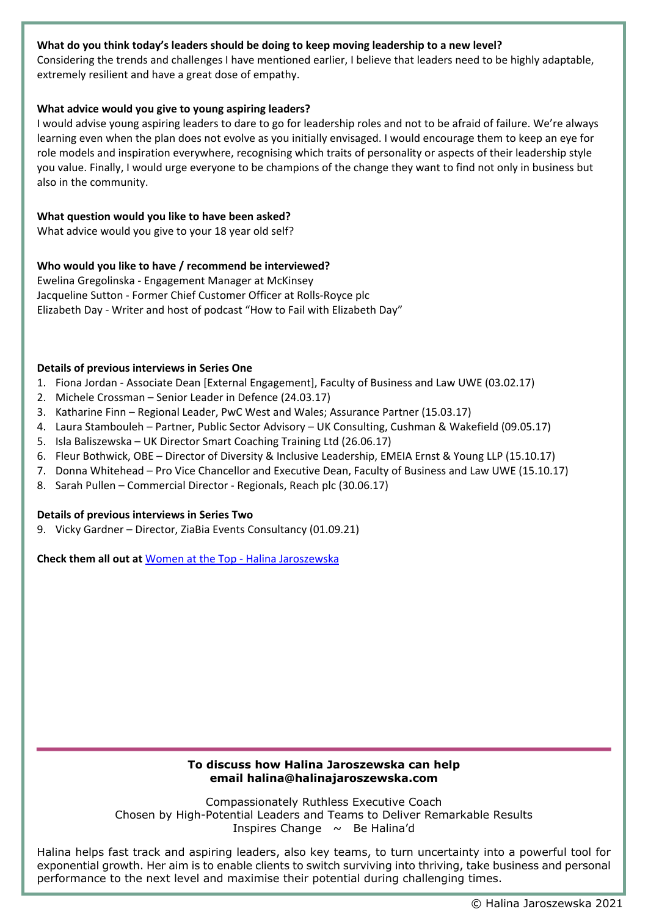**What do you think today's leaders should be doing to keep moving leadership to a new level?**
Considering the trends and challenges I have mentioned earlier, I believe that leaders need to be highly adaptable, extremely resilient and have a great dose of empathy.

**What advice would you give to young aspiring leaders?**
I would advise young aspiring leaders to dare to go for leadership roles and not to be afraid of failure. We're always learning even when the plan does not evolve as you initially envisaged. I would encourage them to keep an eye for role models and inspiration everywhere, recognising which traits of personality or aspects of their leadership style you value. Finally, I would urge everyone to be champions of the change they want to find not only in business but also in the community.

**What question would you like to have been asked?**
What advice would you give to your 18 year old self?

**Who would you like to have / recommend be interviewed?**
Ewelina Gregolinska - Engagement Manager at McKinsey
Jacqueline Sutton - Former Chief Customer Officer at Rolls-Royce plc
Elizabeth Day - Writer and host of podcast "How to Fail with Elizabeth Day"

**Details of previous interviews in Series One**

1. Fiona Jordan - Associate Dean [External Engagement], Faculty of Business and Law UWE (03.02.17)
2. Michele Crossman – Senior Leader in Defence (24.03.17)
3. Katharine Finn – Regional Leader, PwC West and Wales; Assurance Partner (15.03.17)
4. Laura Stambouleh – Partner, Public Sector Advisory – UK Consulting, Cushman & Wakefield (09.05.17)
5. Isla Baliszewska – UK Director Smart Coaching Training Ltd (26.06.17)
6. Fleur Bothwick, OBE – Director of Diversity & Inclusive Leadership, EMEIA Ernst & Young LLP (15.10.17)
7. Donna Whitehead – Pro Vice Chancellor and Executive Dean, Faculty of Business and Law UWE (15.10.17)
8. Sarah Pullen – Commercial Director - Regionals, Reach plc (30.06.17)

**Details of previous interviews in Series Two**

9. Vicky Gardner – Director, ZiaBia Events Consultancy (01.09.21)

**Check them all out at** [Women at the Top - Halina Jaroszewska]

---

**To discuss how Halina Jaroszewska can help
email halina@halinajaroszewska.com**

Compassionately Ruthless Executive Coach
Chosen by High-Potential Leaders and Teams to Deliver Remarkable Results
Inspires Change ~ Be Halina'd

Halina helps fast track and aspiring leaders, also key teams, to turn uncertainty into a powerful tool for exponential growth. Her aim is to enable clients to switch surviving into thriving, take business and personal performance to the next level and maximise their potential during challenging times.

© Halina Jaroszewska 2021